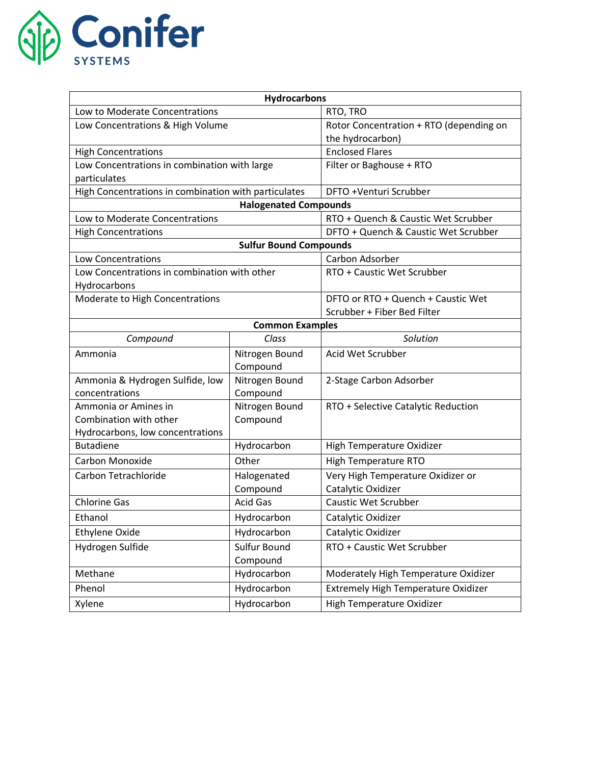# Conifer SYSTEMS

| Hydrocarbons | | |
|---|---|---|
| Low to Moderate Concentrations | | RTO, TRO |
| Low Concentrations & High Volume | | Rotor Concentration + RTO (depending on the hydrocarbon) |
| High Concentrations | | Enclosed Flares |
| Low Concentrations in combination with large particulates | | Filter or Baghouse + RTO |
| High Concentrations in combination with particulates | | DFTO +Venturi Scrubber |
| **Halogenated Compounds** | | |
| Low to Moderate Concentrations | | RTO + Quench & Caustic Wet Scrubber |
| High Concentrations | | DFTO + Quench & Caustic Wet Scrubber |
| **Sulfur Bound Compounds** | | |
| Low Concentrations | | Carbon Adsorber |
| Low Concentrations in combination with other Hydrocarbons | | RTO + Caustic Wet Scrubber |
| Moderate to High Concentrations | | DFTO or RTO + Quench + Caustic Wet Scrubber + Fiber Bed Filter |
| **Common Examples** | | |
| *Compound* | *Class* | *Solution* |
| Ammonia | Nitrogen Bound Compound | Acid Wet Scrubber |
| Ammonia & Hydrogen Sulfide, low concentrations | Nitrogen Bound Compound | 2-Stage Carbon Adsorber |
| Ammonia or Amines in Combination with other Hydrocarbons, low concentrations | Nitrogen Bound Compound | RTO + Selective Catalytic Reduction |
| Butadiene | Hydrocarbon | High Temperature Oxidizer |
| Carbon Monoxide | Other | High Temperature RTO |
| Carbon Tetrachloride | Halogenated Compound | Very High Temperature Oxidizer or Catalytic Oxidizer |
| Chlorine Gas | Acid Gas | Caustic Wet Scrubber |
| Ethanol | Hydrocarbon | Catalytic Oxidizer |
| Ethylene Oxide | Hydrocarbon | Catalytic Oxidizer |
| Hydrogen Sulfide | Sulfur Bound Compound | RTO + Caustic Wet Scrubber |
| Methane | Hydrocarbon | Moderately High Temperature Oxidizer |
| Phenol | Hydrocarbon | Extremely High Temperature Oxidizer |
| Xylene | Hydrocarbon | High Temperature Oxidizer |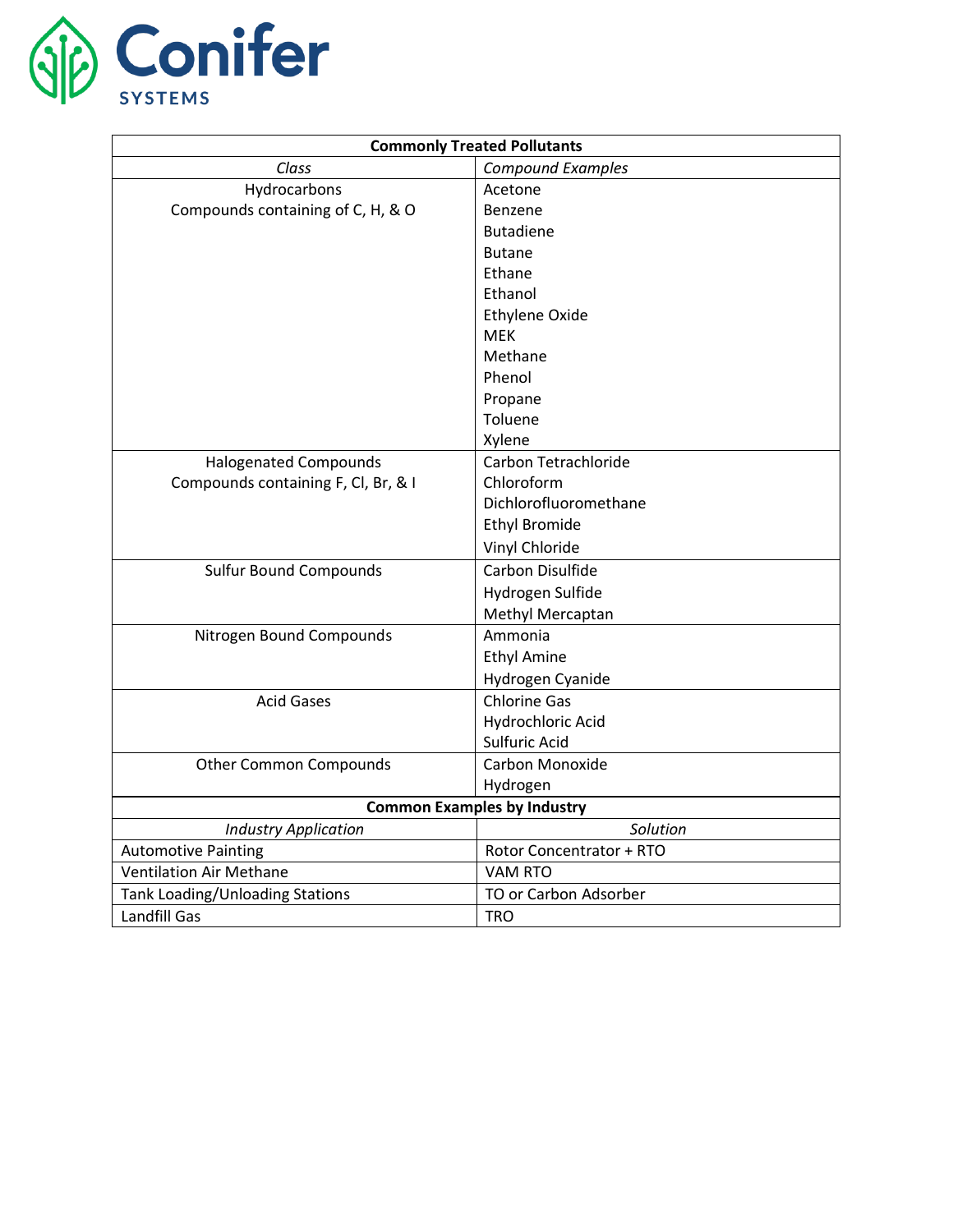| Commonly Treated Pollutants | |
|---|---|
| *Class* | *Compound Examples* |
| Hydrocarbons<br>Compounds containing of C, H, & O | Acetone<br>Benzene<br>Butadiene<br>Butane<br>Ethane<br>Ethanol<br>Ethylene Oxide<br>MEK<br>Methane<br>Phenol<br>Propane<br>Toluene<br>Xylene |
| Halogenated Compounds<br>Compounds containing F, Cl, Br, & I | Carbon Tetrachloride<br>Chloroform<br>Dichlorofluoromethane<br>Ethyl Bromide<br>Vinyl Chloride |
| Sulfur Bound Compounds | Carbon Disulfide<br>Hydrogen Sulfide<br>Methyl Mercaptan |
| Nitrogen Bound Compounds | Ammonia<br>Ethyl Amine<br>Hydrogen Cyanide |
| Acid Gases | Chlorine Gas<br>Hydrochloric Acid<br>Sulfuric Acid |
| Other Common Compounds | Carbon Monoxide<br>Hydrogen |

| Common Examples by Industry | |
|---|---|
| *Industry Application* | *Solution* |
| Automotive Painting | Rotor Concentrator + RTO |
| Ventilation Air Methane | VAM RTO |
| Tank Loading/Unloading Stations | TO or Carbon Adsorber |
| Landfill Gas | TRO |